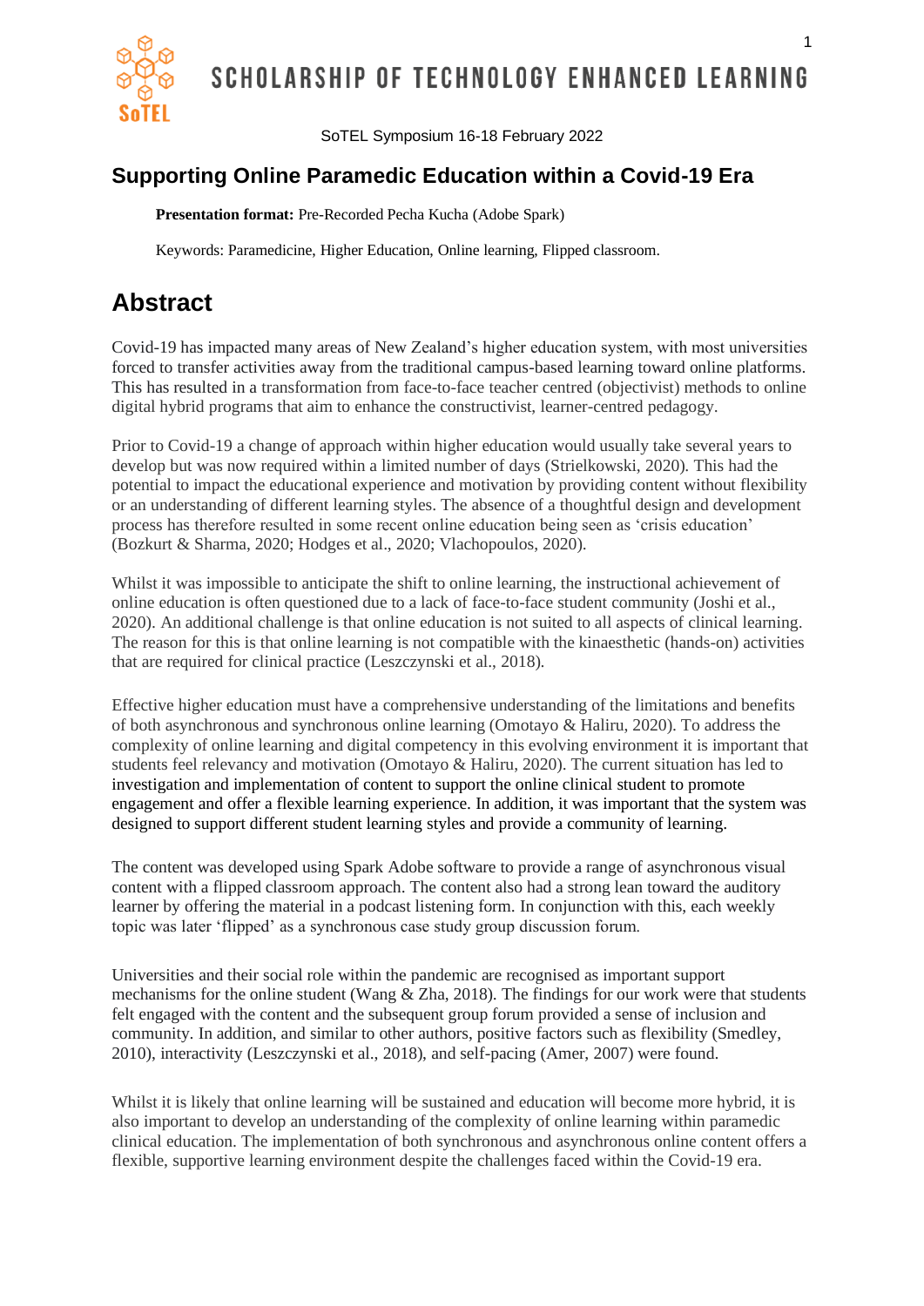SoTEL Symposium 16-18 February 2022

## Supporting Online Paramedic Education within a Covid-19 Era

**Presentation format:** Pre-Recorded Pecha Kucha (Adobe Spark)

Keywords: Paramedicine, Higher Education, Online learning, Flipped classroom.

# Abstract

Covid-19 has impacted many areas of New Zealand's higher education system, with most universities forced to transfer activities away from the traditional campus-based learning toward online platforms. This has resulted in a transformation from face-to-face teacher centred (objectivist) methods to online digital hybrid programs that aim to enhance the constructivist, learner-centred pedagogy.

Prior to Covid-19 a change of approach within higher education would usually take several years to develop but was now required within a limited number of days (Strielkowski, 2020). This had the potential to impact the educational experience and motivation by providing content without flexibility or an understanding of different learning styles. The absence of a thoughtful design and development process has therefore resulted in some recent online education being seen as 'crisis education' (Bozkurt & Sharma, 2020; Hodges et al., 2020; Vlachopoulos, 2020).

Whilst it was impossible to anticipate the shift to online learning, the instructional achievement of online education is often questioned due to a lack of face-to-face student community (Joshi et al., 2020). An additional challenge is that online education is not suited to all aspects of clinical learning. The reason for this is that online learning is not compatible with the kinaesthetic (hands-on) activities that are required for clinical practice (Leszczynski et al., 2018).

Effective higher education must have a comprehensive understanding of the limitations and benefits of both asynchronous and synchronous online learning (Omotayo & Haliru, 2020). To address the complexity of online learning and digital competency in this evolving environment it is important that students feel relevancy and motivation (Omotayo & Haliru, 2020). The current situation has led to investigation and implementation of content to support the online clinical student to promote engagement and offer a flexible learning experience. In addition, it was important that the system was designed to support different student learning styles and provide a community of learning.

The content was developed using Spark Adobe software to provide a range of asynchronous visual content with a flipped classroom approach. The content also had a strong lean toward the auditory learner by offering the material in a podcast listening form. In conjunction with this, each weekly topic was later 'flipped' as a synchronous case study group discussion forum.

Universities and their social role within the pandemic are recognised as important support mechanisms for the online student (Wang & Zha, 2018). The findings for our work were that students felt engaged with the content and the subsequent group forum provided a sense of inclusion and community. In addition, and similar to other authors, positive factors such as flexibility (Smedley, 2010), interactivity (Leszczynski et al., 2018), and self-pacing (Amer, 2007) were found.

Whilst it is likely that online learning will be sustained and education will become more hybrid, it is also important to develop an understanding of the complexity of online learning within paramedic clinical education. The implementation of both synchronous and asynchronous online content offers a flexible, supportive learning environment despite the challenges faced within the Covid-19 era.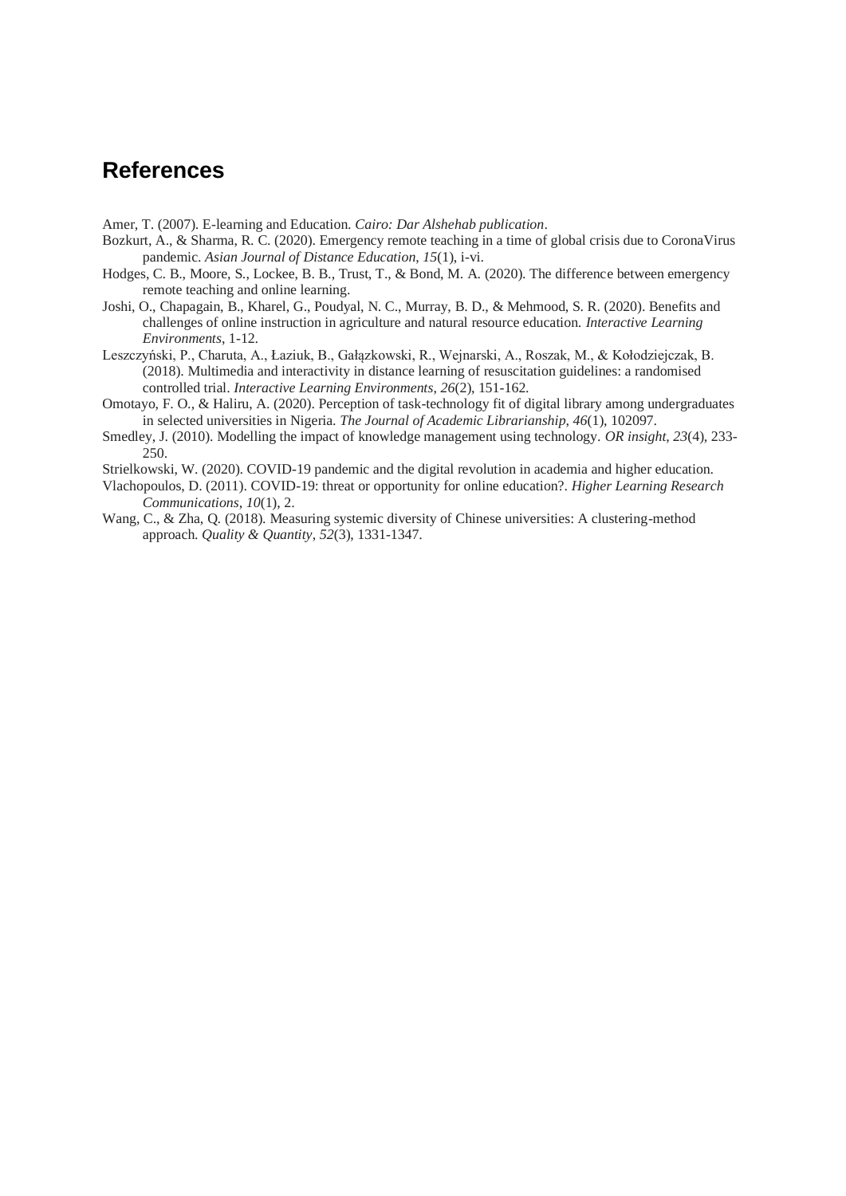## References

Amer, T. (2007). E-learning and Education. *Cairo: Dar Alshehab publication*.

Bozkurt, A., & Sharma, R. C. (2020). Emergency remote teaching in a time of global crisis due to CoronaVirus pandemic. *Asian Journal of Distance Education*, *15*(1), i-vi.

Hodges, C. B., Moore, S., Lockee, B. B., Trust, T., & Bond, M. A. (2020). The difference between emergency remote teaching and online learning.

Joshi, O., Chapagain, B., Kharel, G., Poudyal, N. C., Murray, B. D., & Mehmood, S. R. (2020). Benefits and challenges of online instruction in agriculture and natural resource education. *Interactive Learning Environments*, 1-12.

Leszczyński, P., Charuta, A., Łaziuk, B., Gałązkowski, R., Wejnarski, A., Roszak, M., & Kołodziejczak, B. (2018). Multimedia and interactivity in distance learning of resuscitation guidelines: a randomised controlled trial. *Interactive Learning Environments*, *26*(2), 151-162.

Omotayo, F. O., & Haliru, A. (2020). Perception of task-technology fit of digital library among undergraduates in selected universities in Nigeria. *The Journal of Academic Librarianship*, *46*(1), 102097.

Smedley, J. (2010). Modelling the impact of knowledge management using technology. *OR insight*, *23*(4), 233-250.

Strielkowski, W. (2020). COVID-19 pandemic and the digital revolution in academia and higher education.

Vlachopoulos, D. (2011). COVID-19: threat or opportunity for online education?. *Higher Learning Research Communications*, *10*(1), 2.

Wang, C., & Zha, Q. (2018). Measuring systemic diversity of Chinese universities: A clustering-method approach. *Quality & Quantity*, *52*(3), 1331-1347.